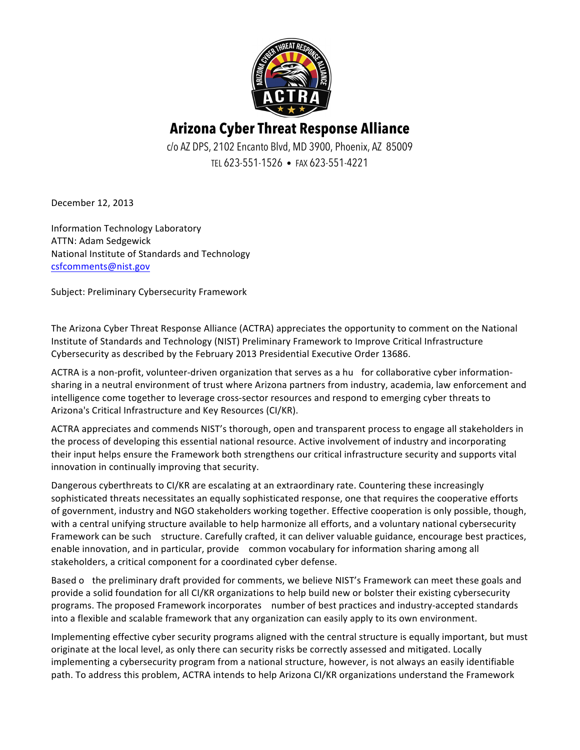# Arizona Cyber Threat Response Alliance

c/o AZ DPS, 2102 Encanto Blvd, MD 3900, Phoenix, AZ 85009
TEL 623-551-1526 • FAX 623-551-4221

December 12, 2013

Information Technology Laboratory
ATTN: Adam Sedgewick
National Institute of Standards and Technology
csfcomments@nist.gov

Subject: Preliminary Cybersecurity Framework

The Arizona Cyber Threat Response Alliance (ACTRA) appreciates the opportunity to comment on the National Institute of Standards and Technology (NIST) Preliminary Framework to Improve Critical Infrastructure Cybersecurity as described by the February 2013 Presidential Executive Order 13686.

ACTRA is a non-profit, volunteer-driven organization that serves as a hu for collaborative cyber information-sharing in a neutral environment of trust where Arizona partners from industry, academia, law enforcement and intelligence come together to leverage cross-sector resources and respond to emerging cyber threats to Arizona's Critical Infrastructure and Key Resources (CI/KR).

ACTRA appreciates and commends NIST's thorough, open and transparent process to engage all stakeholders in the process of developing this essential national resource. Active involvement of industry and incorporating their input helps ensure the Framework both strengthens our critical infrastructure security and supports vital innovation in continually improving that security.

Dangerous cyberthreats to CI/KR are escalating at an extraordinary rate. Countering these increasingly sophisticated threats necessitates an equally sophisticated response, one that requires the cooperative efforts of government, industry and NGO stakeholders working together. Effective cooperation is only possible, though, with a central unifying structure available to help harmonize all efforts, and a voluntary national cybersecurity Framework can be such structure. Carefully crafted, it can deliver valuable guidance, encourage best practices, enable innovation, and in particular, provide common vocabulary for information sharing among all stakeholders, a critical component for a coordinated cyber defense.

Based o the preliminary draft provided for comments, we believe NIST's Framework can meet these goals and provide a solid foundation for all CI/KR organizations to help build new or bolster their existing cybersecurity programs. The proposed Framework incorporates number of best practices and industry-accepted standards into a flexible and scalable framework that any organization can easily apply to its own environment.

Implementing effective cyber security programs aligned with the central structure is equally important, but must originate at the local level, as only there can security risks be correctly assessed and mitigated. Locally implementing a cybersecurity program from a national structure, however, is not always an easily identifiable path. To address this problem, ACTRA intends to help Arizona CI/KR organizations understand the Framework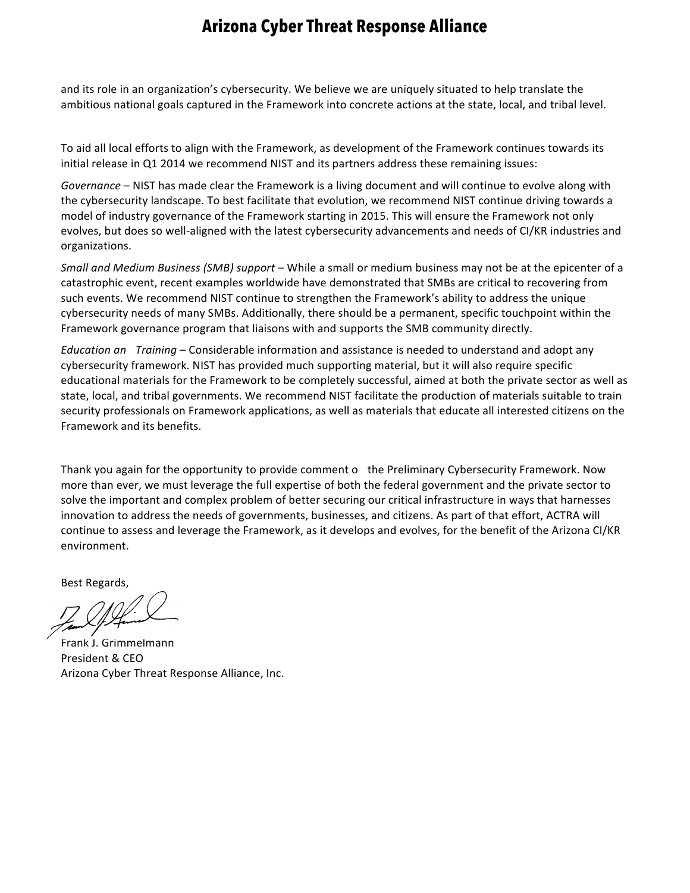and its role in an organization's cybersecurity. We believe we are uniquely situated to help translate the ambitious national goals captured in the Framework into concrete actions at the state, local, and tribal level.

To aid all local efforts to align with the Framework, as development of the Framework continues towards its initial release in Q1 2014 we recommend NIST and its partners address these remaining issues:

*Governance* – NIST has made clear the Framework is a living document and will continue to evolve along with the cybersecurity landscape. To best facilitate that evolution, we recommend NIST continue driving towards a model of industry governance of the Framework starting in 2015. This will ensure the Framework not only evolves, but does so well-aligned with the latest cybersecurity advancements and needs of CI/KR industries and organizations.

*Small and Medium Business (SMB) support* – While a small or medium business may not be at the epicenter of a catastrophic event, recent examples worldwide have demonstrated that SMBs are critical to recovering from such events. We recommend NIST continue to strengthen the Framework's ability to address the unique cybersecurity needs of many SMBs. Additionally, there should be a permanent, specific touchpoint within the Framework governance program that liaisons with and supports the SMB community directly.

*Education an Training* – Considerable information and assistance is needed to understand and adopt any cybersecurity framework. NIST has provided much supporting material, but it will also require specific educational materials for the Framework to be completely successful, aimed at both the private sector as well as state, local, and tribal governments. We recommend NIST facilitate the production of materials suitable to train security professionals on Framework applications, as well as materials that educate all interested citizens on the Framework and its benefits.

Thank you again for the opportunity to provide comment o the Preliminary Cybersecurity Framework. Now more than ever, we must leverage the full expertise of both the federal government and the private sector to solve the important and complex problem of better securing our critical infrastructure in ways that harnesses innovation to address the needs of governments, businesses, and citizens. As part of that effort, ACTRA will continue to assess and leverage the Framework, as it develops and evolves, for the benefit of the Arizona CI/KR environment.

Best Regards,

Frank J. Grimmelmann
President & CEO
Arizona Cyber Threat Response Alliance, Inc.